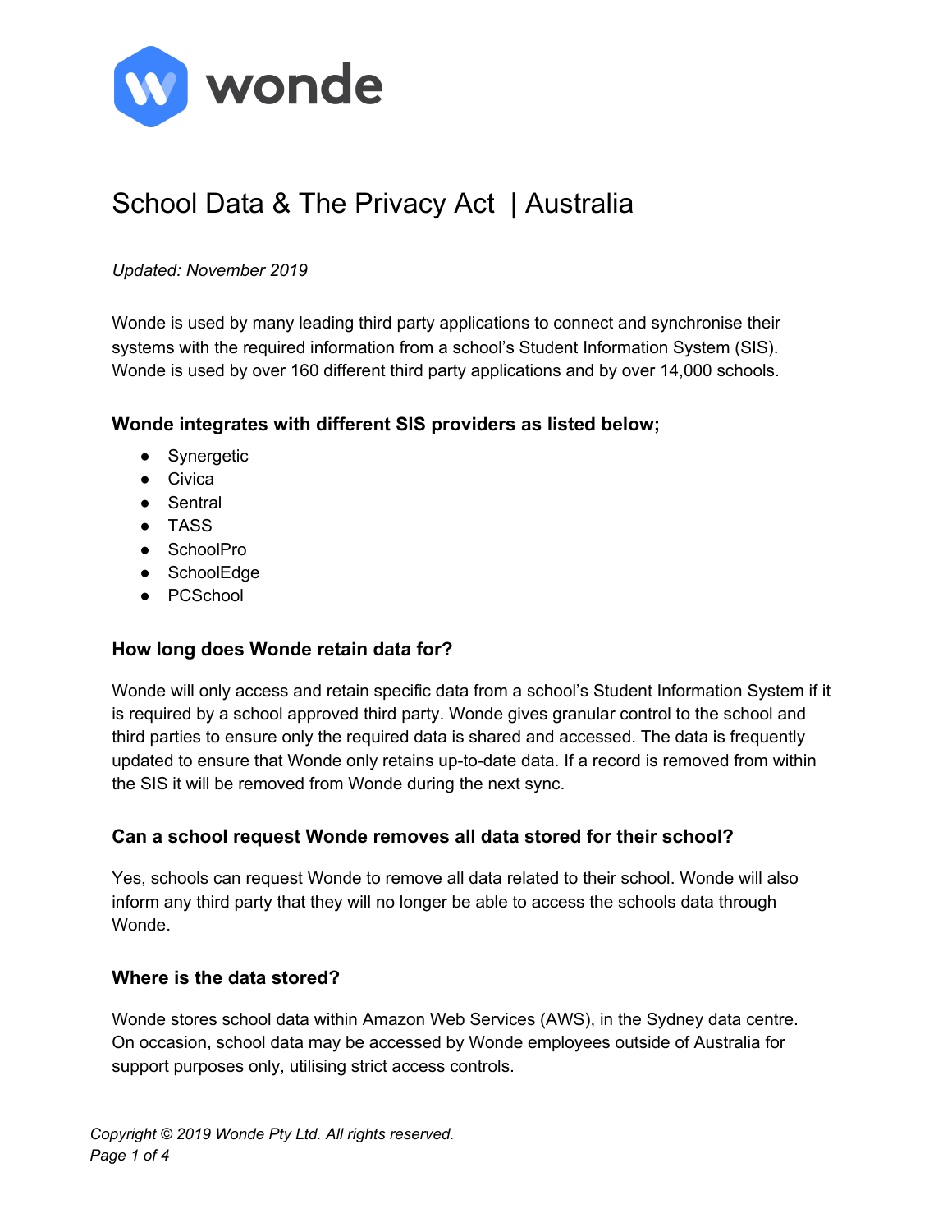# School Data & The Privacy Act | Australia

*Updated: November 2019*

Wonde is used by many leading third party applications to connect and synchronise their systems with the required information from a school's Student Information System (SIS). Wonde is used by over 160 different third party applications and by over 14,000 schools.

### Wonde integrates with different SIS providers as listed below;

- Synergetic
- Civica
- Sentral
- TASS
- SchoolPro
- SchoolEdge
- PCSchool

### How long does Wonde retain data for?

Wonde will only access and retain specific data from a school's Student Information System if it is required by a school approved third party. Wonde gives granular control to the school and third parties to ensure only the required data is shared and accessed. The data is frequently updated to ensure that Wonde only retains up-to-date data. If a record is removed from within the SIS it will be removed from Wonde during the next sync.

### Can a school request Wonde removes all data stored for their school?

Yes, schools can request Wonde to remove all data related to their school. Wonde will also inform any third party that they will no longer be able to access the schools data through Wonde.

### Where is the data stored?

Wonde stores school data within Amazon Web Services (AWS), in the Sydney data centre. On occasion, school data may be accessed by Wonde employees outside of Australia for support purposes only, utilising strict access controls.

*Copyright © 2019 Wonde Pty Ltd. All rights reserved.*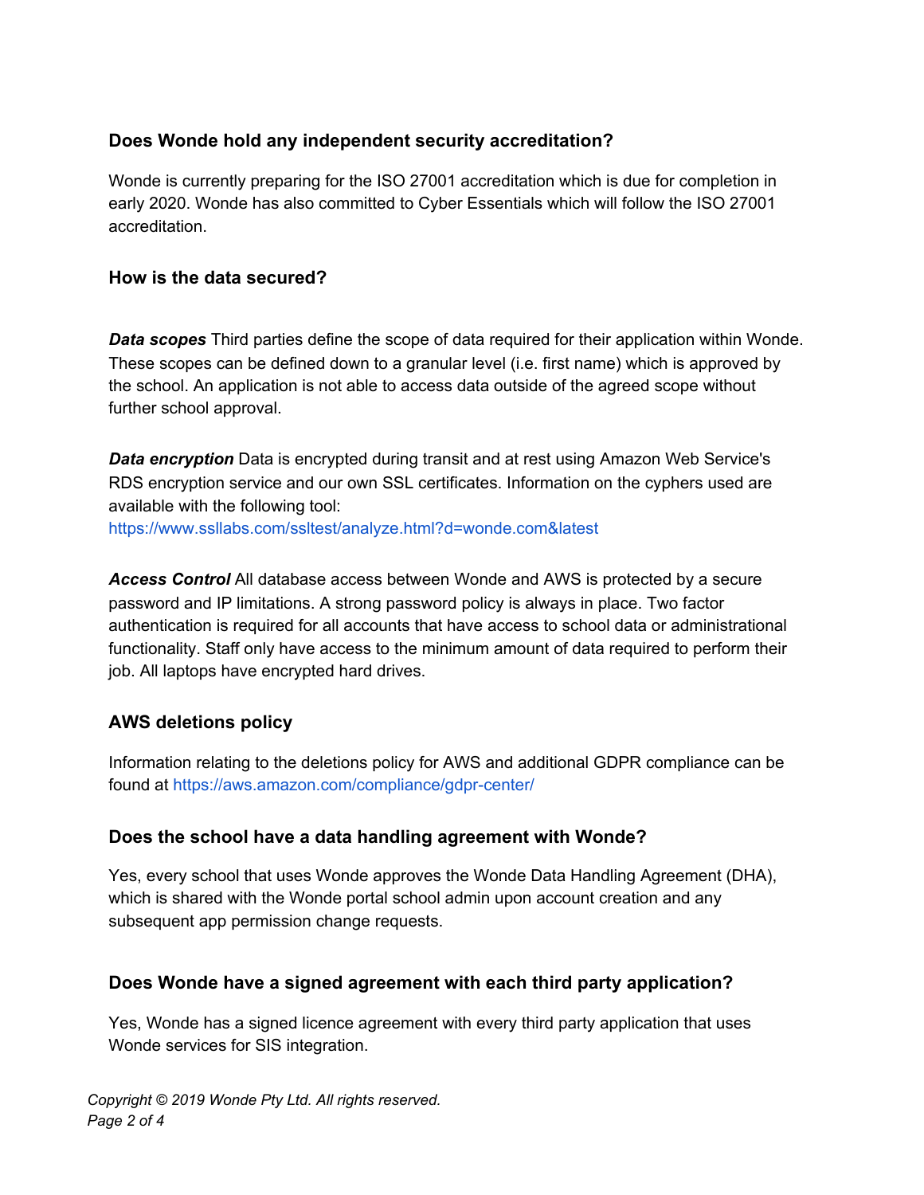### Does Wonde hold any independent security accreditation?

Wonde is currently preparing for the ISO 27001 accreditation which is due for completion in early 2020. Wonde has also committed to Cyber Essentials which will follow the ISO 27001 accreditation.

### How is the data secured?

***Data scopes*** Third parties define the scope of data required for their application within Wonde. These scopes can be defined down to a granular level (i.e. first name) which is approved by the school. An application is not able to access data outside of the agreed scope without further school approval.

***Data encryption*** Data is encrypted during transit and at rest using Amazon Web Service's RDS encryption service and our own SSL certificates. Information on the cyphers used are available with the following tool:
https://www.ssllabs.com/ssltest/analyze.html?d=wonde.com&latest

***Access Control*** All database access between Wonde and AWS is protected by a secure password and IP limitations. A strong password policy is always in place. Two factor authentication is required for all accounts that have access to school data or administrational functionality. Staff only have access to the minimum amount of data required to perform their job. All laptops have encrypted hard drives.

### AWS deletions policy

Information relating to the deletions policy for AWS and additional GDPR compliance can be found at https://aws.amazon.com/compliance/gdpr-center/

### Does the school have a data handling agreement with Wonde?

Yes, every school that uses Wonde approves the Wonde Data Handling Agreement (DHA), which is shared with the Wonde portal school admin upon account creation and any subsequent app permission change requests.

### Does Wonde have a signed agreement with each third party application?

Yes, Wonde has a signed licence agreement with every third party application that uses Wonde services for SIS integration.

*Copyright © 2019 Wonde Pty Ltd. All rights reserved.*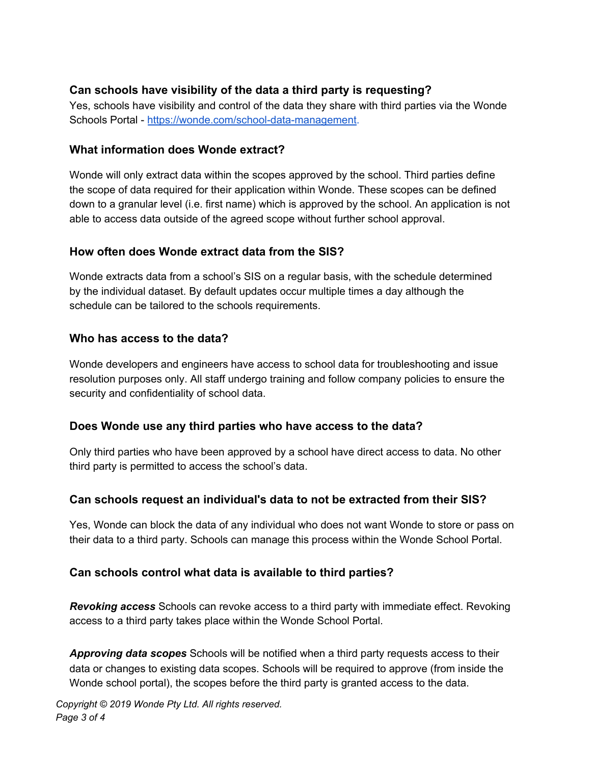### Can schools have visibility of the data a third party is requesting?

Yes, schools have visibility and control of the data they share with third parties via the Wonde Schools Portal - [https://wonde.com/school-data-management](https://wonde.com/school-data-management).

### What information does Wonde extract?

Wonde will only extract data within the scopes approved by the school. Third parties define the scope of data required for their application within Wonde. These scopes can be defined down to a granular level (i.e. first name) which is approved by the school. An application is not able to access data outside of the agreed scope without further school approval.

### How often does Wonde extract data from the SIS?

Wonde extracts data from a school's SIS on a regular basis, with the schedule determined by the individual dataset. By default updates occur multiple times a day although the schedule can be tailored to the schools requirements.

### Who has access to the data?

Wonde developers and engineers have access to school data for troubleshooting and issue resolution purposes only. All staff undergo training and follow company policies to ensure the security and confidentiality of school data.

### Does Wonde use any third parties who have access to the data?

Only third parties who have been approved by a school have direct access to data. No other third party is permitted to access the school's data.

### Can schools request an individual's data to not be extracted from their SIS?

Yes, Wonde can block the data of any individual who does not want Wonde to store or pass on their data to a third party. Schools can manage this process within the Wonde School Portal.

### Can schools control what data is available to third parties?

***Revoking access*** Schools can revoke access to a third party with immediate effect. Revoking access to a third party takes place within the Wonde School Portal.

***Approving data scopes*** Schools will be notified when a third party requests access to their data or changes to existing data scopes. Schools will be required to approve (from inside the Wonde school portal), the scopes before the third party is granted access to the data.

*Copyright © 2019 Wonde Pty Ltd. All rights reserved.*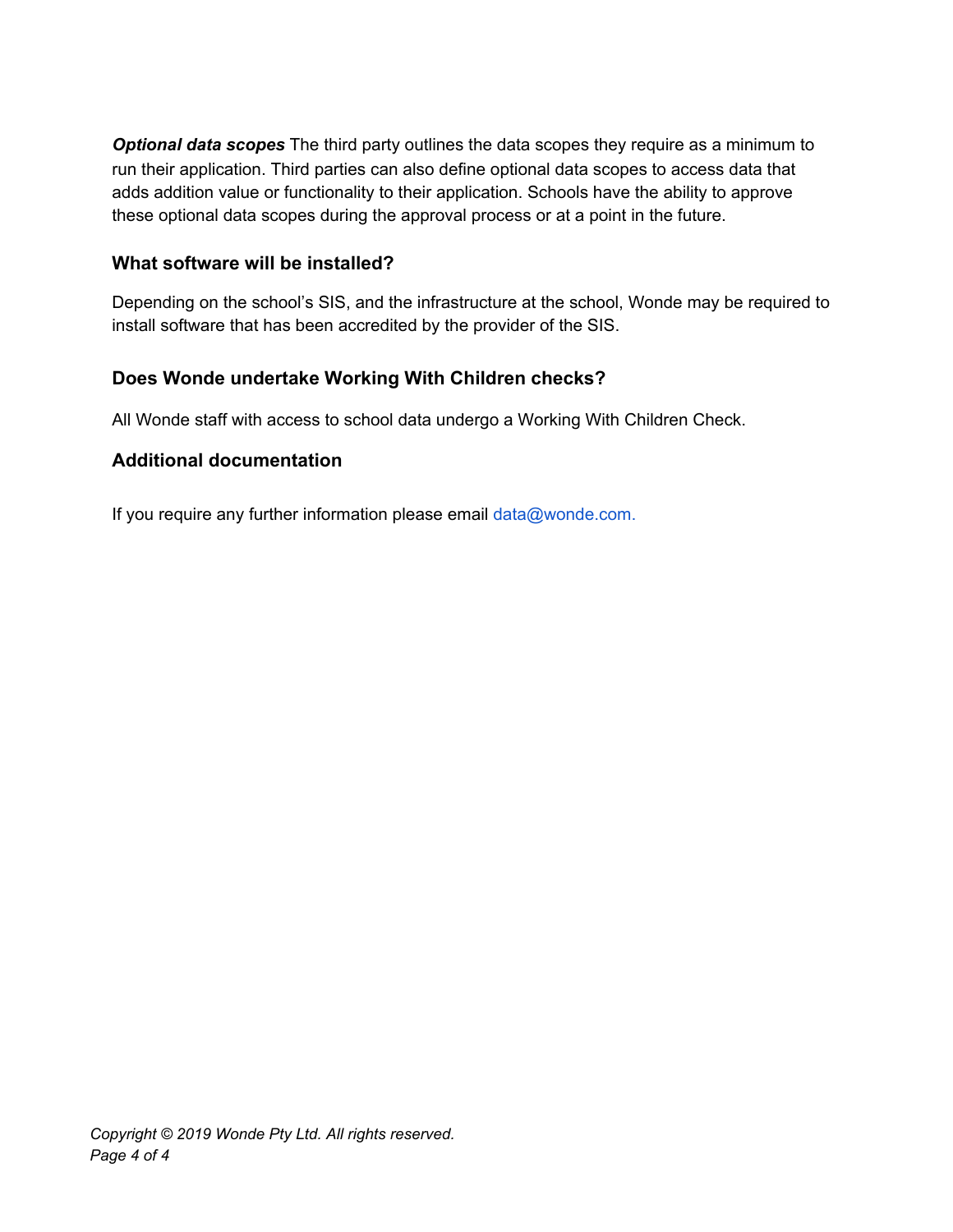***Optional data scopes*** The third party outlines the data scopes they require as a minimum to run their application. Third parties can also define optional data scopes to access data that adds addition value or functionality to their application. Schools have the ability to approve these optional data scopes during the approval process or at a point in the future.

### What software will be installed?

Depending on the school's SIS, and the infrastructure at the school, Wonde may be required to install software that has been accredited by the provider of the SIS.

### Does Wonde undertake Working With Children checks?

All Wonde staff with access to school data undergo a Working With Children Check.

### Additional documentation

If you require any further information please email data@wonde.com.

*Copyright © 2019 Wonde Pty Ltd. All rights reserved.*